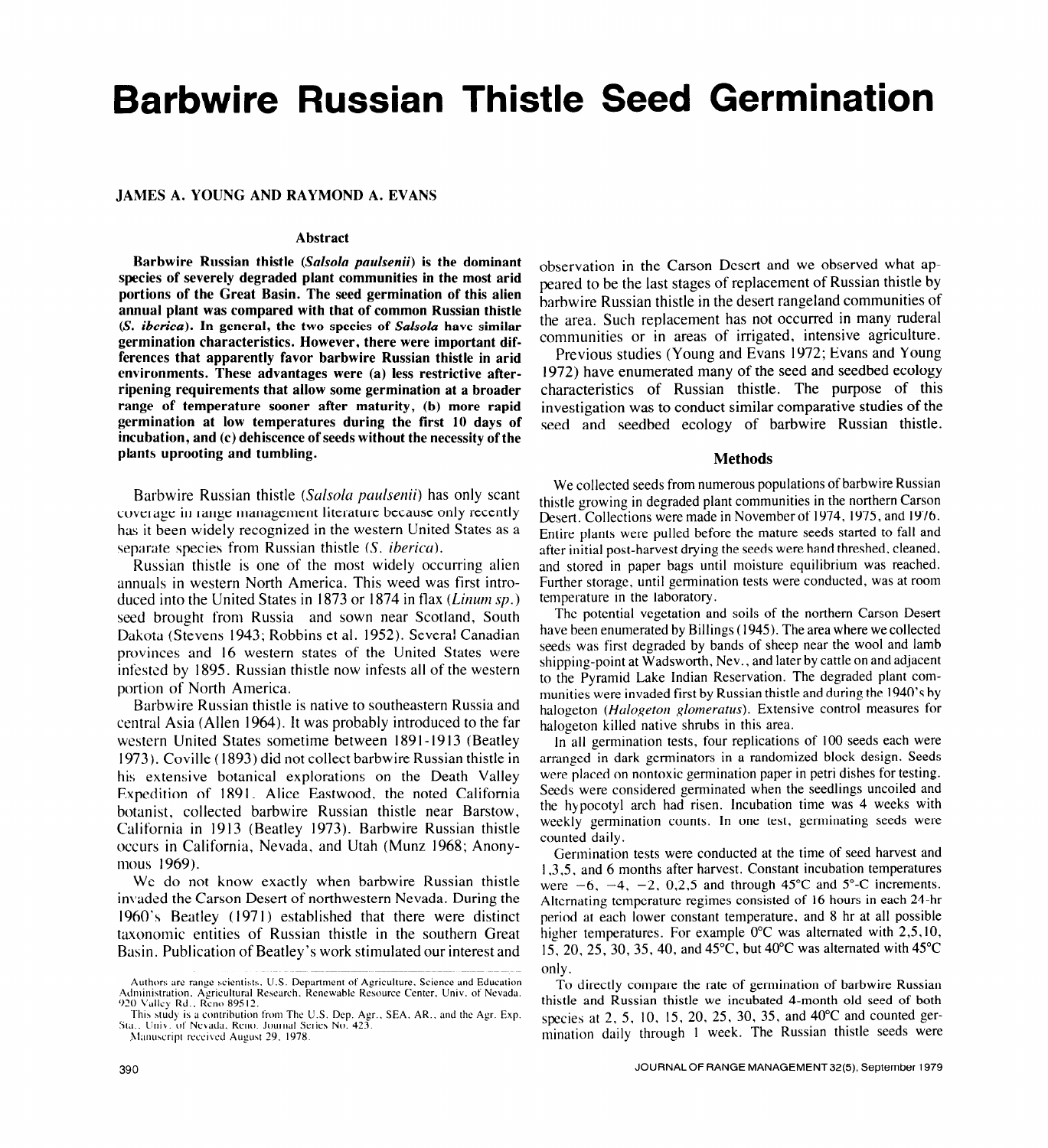# Barbwire Russian Thistle Seed Germination

**JAMES A. YOUNG AND RAYMOND A. EVANS**

### Abstract

**Barbwire Russian thistle (*Salsola paulsenii*) is the dominant species of severely degraded plant communities in the most arid portions of the Great Basin. The seed germination of this alien annual plant was compared with that of common Russian thistle (*S. iberica*). In general, the two species of *Salsola* have similar germination characteristics. However, there were important differences that apparently favor barbwire Russian thistle in arid environments. These advantages were (a) less restrictive after-ripening requirements that allow some germination at a broader range of temperature sooner after maturity, (b) more rapid germination at low temperatures during the first 10 days of incubation, and (c) dehiscence of seeds without the necessity of the plants uprooting and tumbling.**

Barbwire Russian thistle (*Salsola paulsenii*) has only scant coverage in range management literature because only recently has it been widely recognized in the western United States as a separate species from Russian thistle (*S. iberica*).

Russian thistle is one of the most widely occurring alien annuals in western North America. This weed was first introduced into the United States in 1873 or 1874 in flax (*Linum sp.*) seed brought from Russia and sown near Scotland, South Dakota (Stevens 1943; Robbins et al. 1952). Several Canadian provinces and 16 western states of the United States were infested by 1895. Russian thistle now infests all of the western portion of North America.

Barbwire Russian thistle is native to southeastern Russia and central Asia (Allen 1964). It was probably introduced to the far western United States sometime between 1891-1913 (Beatley 1973). Coville (1893) did not collect barbwire Russian thistle in his extensive botanical explorations on the Death Valley Expedition of 1891. Alice Eastwood, the noted California botanist, collected barbwire Russian thistle near Barstow, California in 1913 (Beatley 1973). Barbwire Russian thistle occurs in California, Nevada, and Utah (Munz 1968; Anonymous 1969).

We do not know exactly when barbwire Russian thistle invaded the Carson Desert of northwestern Nevada. During the 1960's Beatley (1971) established that there were distinct taxonomic entities of Russian thistle in the southern Great Basin. Publication of Beatley's work stimulated our interest and observation in the Carson Desert and we observed what appeared to be the last stages of replacement of Russian thistle by barbwire Russian thistle in the desert rangeland communities of the area. Such replacement has not occurred in many ruderal communities or in areas of irrigated, intensive agriculture.

Previous studies (Young and Evans 1972; Evans and Young 1972) have enumerated many of the seed and seedbed ecology characteristics of Russian thistle. The purpose of this investigation was to conduct similar comparative studies of the seed and seedbed ecology of barbwire Russian thistle.

## Methods

We collected seeds from numerous populations of barbwire Russian thistle growing in degraded plant communities in the northern Carson Desert. Collections were made in November of 1974, 1975, and 1976. Entire plants were pulled before the mature seeds started to fall and after initial post-harvest drying the seeds were hand threshed, cleaned, and stored in paper bags until moisture equilibrium was reached. Further storage, until germination tests were conducted, was at room temperature in the laboratory.

The potential vegetation and soils of the northern Carson Desert have been enumerated by Billings (1945). The area where we collected seeds was first degraded by bands of sheep near the wool and lamb shipping-point at Wadsworth, Nev., and later by cattle on and adjacent to the Pyramid Lake Indian Reservation. The degraded plant communities were invaded first by Russian thistle and during the 1940's by halogeton (*Halogeton glomeratus*). Extensive control measures for halogeton killed native shrubs in this area.

In all germination tests, four replications of 100 seeds each were arranged in dark germinators in a randomized block design. Seeds were placed on nontoxic germination paper in petri dishes for testing. Seeds were considered germinated when the seedlings uncoiled and the hypocotyl arch had risen. Incubation time was 4 weeks with weekly germination counts. In one test, germinating seeds were counted daily.

Germination tests were conducted at the time of seed harvest and 1,3,5, and 6 months after harvest. Constant incubation temperatures were −6, −4, −2, 0,2,5 and through 45°C and 5°-C increments. Alternating temperature regimes consisted of 16 hours in each 24-hr period at each lower constant temperature, and 8 hr at all possible higher temperatures. For example 0°C was alternated with 2,5,10, 15, 20, 25, 30, 35, 40, and 45°C, but 40°C was alternated with 45°C only.

To directly compare the rate of germination of barbwire Russian thistle and Russian thistle we incubated 4-month old seed of both species at 2, 5, 10, 15, 20, 25, 30, 35, and 40°C and counted germination daily through 1 week. The Russian thistle seeds were

Authors are range scientists, U.S. Department of Agriculture, Science and Education Administration, Agricultural Research, Renewable Resource Center, Univ. of Nevada, 920 Valley Rd., Reno 89512.

This study is a contribution from The U.S. Dep. Agr., SEA, AR., and the Agr. Exp. Sta., Univ. of Nevada, Reno. Journal Series No. 423.

Manuscript received August 29, 1978.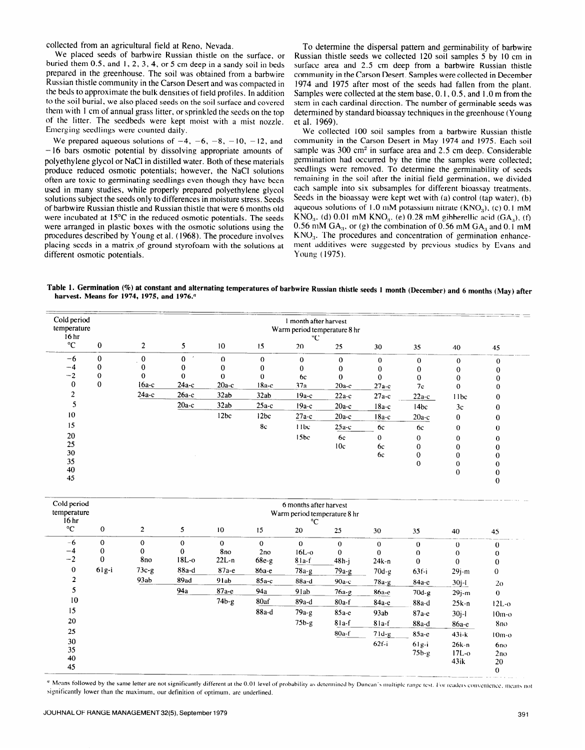collected from an agricultural field at Reno, Nevada.

We placed seeds of barbwire Russian thistle on the surface, or buried them 0.5, and 1, 2, 3, 4, or 5 cm deep in a sandy soil in beds prepared in the greenhouse. The soil was obtained from a barbwire Russian thistle community in the Carson Desert and was compacted in the beds to approximate the bulk densities of field profiles. In addition to the soil burial, we also placed seeds on the soil surface and covered them with 1 cm of annual grass litter, or sprinkled the seeds on the top of the litter. The seedbeds were kept moist with a mist nozzle. Emerging seedlings were counted daily.

We prepared aqueous solutions of −4, −6, −8, −10, −12, and −16 bars osmotic potential by dissolving appropriate amounts of polyethylene glycol or NaCl in distilled water. Both of these materials produce reduced osmotic potentials; however, the NaCl solutions often are toxic to germinating seedlings even though they have been used in many studies, while properly prepared polyethylene glycol solutions subject the seeds only to differences in moisture stress. Seeds of barbwire Russian thistle and Russian thistle that were 6 months old were incubated at 15°C in the reduced osmotic potentials. The seeds were arranged in plastic boxes with the osmotic solutions using the procedures described by Young et al. (1968). The procedure involves placing seeds in a matrix of ground styrofoam with the solutions at different osmotic potentials.

To determine the dispersal pattern and germinability of barbwire Russian thistle seeds we collected 120 soil samples 5 by 10 cm in surface area and 2.5 cm deep from a barbwire Russian thistle community in the Carson Desert. Samples were collected in December 1974 and 1975 after most of the seeds had fallen from the plant. Samples were collected at the stem base, 0.1, 0.5, and 1.0 m from the stem in each cardinal direction. The number of germinable seeds was determined by standard bioassay techniques in the greenhouse (Young et al. 1969).

We collected 100 soil samples from a barbwire Russian thistle community in the Carson Desert in May 1974 and 1975. Each soil sample was 300 cm² in surface area and 2.5 cm deep. Considerable germination had occurred by the time the samples were collected; seedlings were removed. To determine the germinability of seeds remaining in the soil after the initial field germination, we divided each sample into six subsamples for different bioassay treatments. Seeds in the bioassay were kept wet with (a) control (tap water), (b) aqueous solutions of 1.0 mM potassium nitrate ($KNO_3$), (c) 0.1 mM $KNO_3$, (d) 0.01 mM $KNO_3$, (e) 0.28 mM gibberellic acid ($GA_3$), (f) 0.56 mM $GA_3$, or (g) the combination of 0.56 mM $GA_3$ and 0.1 mM $KNO_3$. The procedures and concentration of germination enhancement additives were suggested by previous studies by Evans and Young (1975).

**Table 1. Germination (%) at constant and alternating temperatures of barbwire Russian thistle seeds 1 month (December) and 6 months (May) after harvest. Means for 1974, 1975, and 1976.**[a]

| Cold period temperature 16 hr °C | 1 month after harvest Warm period temperature 8 hr °C | | | | | | | | | | | |
|---|---|---|---|---|---|---|---|---|---|---|---|---|
| | 0 | 2 | 5 | 10 | 15 | 20 | 25 | 30 | 35 | 40 | 45 |
| −6 | 0 | 0 | 0 | 0 | 0 | 0 | 0 | 0 | 0 | 0 | 0 |
| −4 | 0 | 0 | 0 | 0 | 0 | 0 | 0 | 0 | 0 | 0 | 0 |
| −2 | 0 | 0 | 0 | 0 | 0 | 6c | 0 | 0 | 0 | 0 | 0 |
| 0 | 0 | 16a-c | 24a-c | 20a-c | 18a-c | 37a | 20a-c | 27a-c | 7c | 0 | 0 |
| 2 | | 24a-c | 26a-c | 32ab | 32ab | 19a-c | 22a-c | 27a-c | 22a-c | 11bc | 0 |
| 5 | | | 20a-c | 32ab | 25a-c | 19a-c | 20a-c | 18a-c | 14bc | 3c | 0 |
| 10 | | | | 12bc | 12bc | 27a-c | 20a-c | 18a-c | 20a-c | 0 | 0 |
| 15 | | | | | 8c | 11bc | 25a-c | 6c | 6c | 0 | 0 |
| 20 | | | | | | 15bc | 6c | 0 | 0 | 0 | 0 |
| 25 | | | | | | | 10c | 6c | 0 | 0 | 0 |
| 30 | | | | | | | | 6c | 0 | 0 | 0 |
| 35 | | | | | | | | | 0 | 0 | 0 |
| 40 | | | | | | | | | | 0 | 0 |
| 45 | | | | | | | | | | | 0 |

| Cold period temperature 16 hr °C | 6 months after harvest Warm period temperature 8 hr °C | | | | | | | | | | |
|---|---|---|---|---|---|---|---|---|---|---|---|
| | 0 | 2 | 5 | 10 | 15 | 20 | 25 | 30 | 35 | 40 | 45 |
| −6 | 0 | 0 | 0 | 0 | 0 | 0 | 0 | 0 | 0 | 0 | 0 |
| −4 | 0 | 0 | 0 | 8no | 2no | 16L-o | 0 | 0 | 0 | 0 | 0 |
| −2 | 0 | 8no | 18L-o | 22L-n | 68e-g | 81a-f | 48h-j | 24k-n | 0 | 0 | 0 |
| 0 | 61g-i | 73c-g | 88a-d | 87a-e | 86a-e | 78a-g | 79a-g | 70d-g | 63f-i | 29j-m | 0 |
| 2 | | 93ab | 89ad | 91ab | 85a-c | 88a-d | 90a-c | 78a-g | 84a-e | 30j-l | 2o |
| 5 | | | 94a | 87a-e | 94a | 91ab | 76a-g | 86a-e | 70d-g | 29j-m | 0 |
| 10 | | | | 74b-g | 80af | 89a-d | 80a-f | 84a-e | 88a-d | 25k-n | 12L-o |
| 15 | | | | | 88a-d | 79a-g | 85a-e | 93ab | 87a-e | 30j-l | 10m-o |
| 20 | | | | | | 75b-g | 81a-f | 81a-f | 88a-d | 86a-e | 8no |
| 25 | | | | | | | 80a-f | 71d-g | 85a-e | 43i-k | 10m-o |
| 30 | | | | | | | | 62f-i | 61g-i | 26k-n | 6no |
| 35 | | | | | | | | | 75b-g | 17L-o | 2no |
| 40 | | | | | | | | | | 43ik | 2o |
| 45 | | | | | | | | | | | 0 |

[a] Means followed by the same letter are not significantly different at the 0.01 level of probability as determined by Duncan's multiple range test. For readers convenience, means not significantly lower than the maximum, our definition of optimum, are underlined.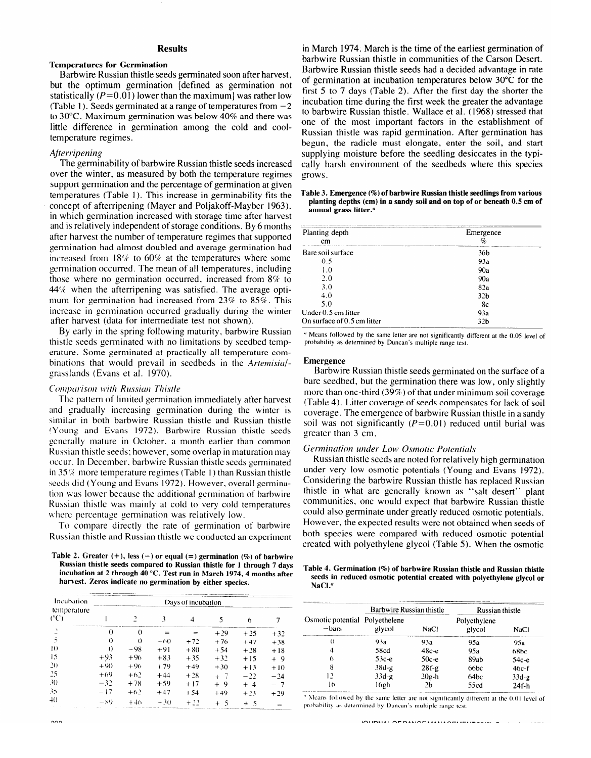## Results

### Temperatures for Germination

Barbwire Russian thistle seeds germinated soon after harvest, but the optimum germination [defined as germination not statistically ($P=0.01$) lower than the maximum] was rather low (Table 1). Seeds germinated at a range of temperatures from $-2$ to 30°C. Maximum germination was below 40% and there was little difference in germination among the cold and cool-temperature regimes.

#### *Afterripening*

The germinability of barbwire Russian thistle seeds increased over the winter, as measured by both the temperature regimes support germination and the percentage of germination at given temperatures (Table 1). This increase in germinability fits the concept of afterripening (Mayer and Poljakoff-Mayber 1963), in which germination increased with storage time after harvest and is relatively independent of storage conditions. By 6 months after harvest the number of temperature regimes that supported germination had almost doubled and average germination had increased from 18% to 60% at the temperatures where some germination occurred. The mean of all temperatures, including those where no germination occurred, increased from 8% to 44% when the afterripening was satisfied. The average optimum for germination had increased from 23% to 85%. This increase in germination occurred gradually during the winter after harvest (data for intermediate test not shown).

By early in the spring following maturity, barbwire Russian thistle seeds germinated with no limitations by seedbed temperature. Some germinated at practically all temperature combinations that would prevail in seedbeds in the *Artemisia*/grasslands (Evans et al. 1970).

#### *Comparison with Russian Thistle*

The pattern of limited germination immediately after harvest and gradually increasing germination during the winter is similar in both barbwire Russian thistle and Russian thistle (Young and Evans 1972). Barbwire Russian thistle seeds generally mature in October, a month earlier than common Russian thistle seeds; however, some overlap in maturation may occur. In December, barbwire Russian thistle seeds germinated in 35% more temperature regimes (Table 1) than Russian thistle seeds did (Young and Evans 1972). However, overall germination was lower because the additional germination of barbwire Russian thistle was mainly at cold to very cold temperatures where percentage germination was relatively low.

To compare directly the rate of germination of barbwire Russian thistle and Russian thistle we conducted an experiment in March 1974. March is the time of the earliest germination of barbwire Russian thistle in communities of the Carson Desert. Barbwire Russian thistle seeds had a decided advantage in rate of germination at incubation temperatures below 30°C for the first 5 to 7 days (Table 2). After the first day the shorter the incubation time during the first week the greater the advantage to barbwire Russian thistle. Wallace et al. (1968) stressed that one of the most important factors in the establishment of Russian thistle was rapid germination. After germination has begun, the radicle must elongate, enter the soil, and start supplying moisture before the seedling desiccates in the typically harsh environment of the seedbeds where this species grows.

**Table 2. Greater (+), less (−) or equal (=) germination (%) of barbwire Russian thistle seeds compared to Russian thistle for 1 through 7 days incubation at 2 through 40 °C. Test run in March 1974, 4 months after harvest. Zeros indicate no germination by either species.**

| Incubation temperature (°C) | Days of incubation | | | | | | |
|---|---|---|---|---|---|---|---|
| | 1 | 2 | 3 | 4 | 5 | 6 | 7 |
| 2 | 0 | 0 | = | = | +29 | +25 | +32 |
| 5 | 0 | 0 | +60 | +72 | +76 | +47 | +38 |
| 10 | 0 | −98 | +91 | +80 | +54 | +28 | +18 |
| 15 | +93 | +96 | +83 | +35 | +32 | +15 | + 9 |
| 20 | +90 | +96 | +79 | +49 | +30 | +13 | +10 |
| 25 | +69 | +62 | +44 | +28 | + 7 | −22 | −24 |
| 30 | −32 | +78 | +59 | +17 | + 9 | + 4 | − 7 |
| 35 | −17 | +62 | +47 | +54 | +49 | +23 | +29 |
| 40 | −89 | +46 | +30 | +22 | + 5 | + 5 | = |

**Table 3. Emergence (%) of barbwire Russian thistle seedlings from various planting depths (cm) in a sandy soil and on top of or beneath 0.5 cm of annual grass litter.[a]**

| Planting depth cm | Emergence % |
|---|---|
| Bare soil surface | 36b |
| 0.5 | 93a |
| 1.0 | 90a |
| 2.0 | 90a |
| 3.0 | 82a |
| 4.0 | 32b |
| 5.0 | 8c |
| Under 0.5 cm litter | 93a |
| On surface of 0.5 cm litter | 32b |

[a] Means followed by the same letter are not significantly different at the 0.05 level of probability as determined by Duncan's multiple range test.

### Emergence

Barbwire Russian thistle seeds germinated on the surface of a bare seedbed, but the germination there was low, only slightly more than one-third (39%) of that under minimum soil coverage (Table 4). Litter coverage of seeds compensates for lack of soil coverage. The emergence of barbwire Russian thistle in a sandy soil was not significantly ($P=0.01$) reduced until burial was greater than 3 cm.

#### *Germination under Low Osmotic Potentials*

Russian thistle seeds are noted for relatively high germination under very low osmotic potentials (Young and Evans 1972). Considering the barbwire Russian thistle has replaced Russian thistle in what are generally known as "salt desert" plant communities, one would expect that barbwire Russian thistle could also germinate under greatly reduced osmotic potentials. However, the expected results were not obtained when seeds of both species were compared with reduced osmotic potential created with polyethylene glycol (Table 5). When the osmotic

**Table 4. Germination (%) of barbwire Russian thistle and Russian thistle seeds in reduced osmotic potential created with polyethylene glycol or NaCl.[a]**

| Osmotic potential −bars | Barbwire Russian thistle | | Russian thistle | |
|---|---|---|---|---|
| | Polyethelene glycol | NaCl | Polyethylene glycol | NaCl |
| 0 | 93a | 93a | 95a | 95a |
| 4 | 58cd | 48c-e | 95a | 68bc |
| 6 | 53c-e | 50c-e | 89ab | 54c-e |
| 8 | 38d-g | 28f-g | 66bc | 46c-f |
| 12 | 33d-g | 20g-h | 64bc | 33d-g |
| 16 | 16gh | 2b | 55cd | 24f-h |

[a] Means followed by the same letter are not significantly different at the 0.01 level of probability as determined by Duncan's multiple range test.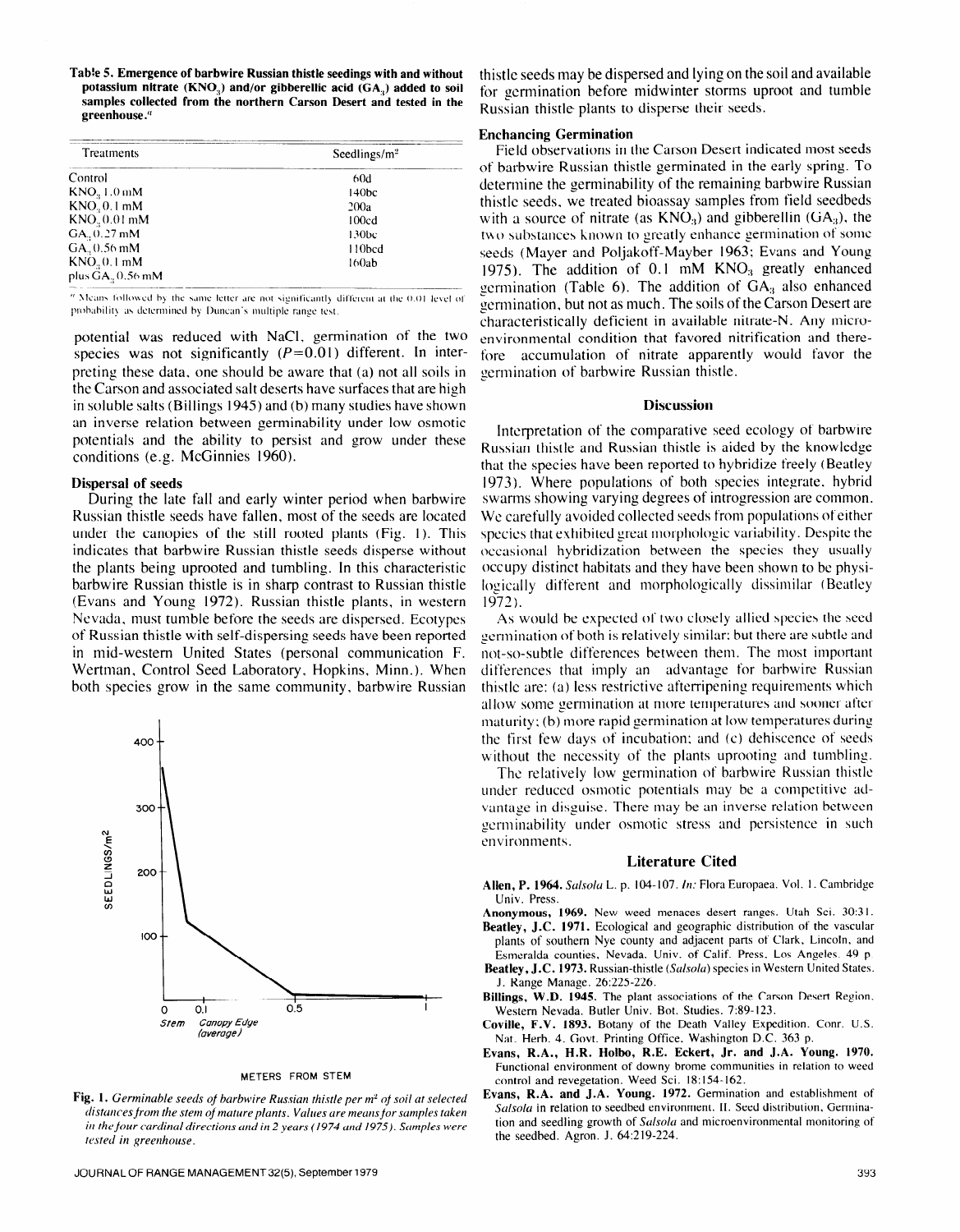**Table 5. Emergence of barbwire Russian thistle seedings with and without potassium nitrate ($KNO_3$) and/or gibberellic acid ($GA_3$) added to soil samples collected from the northern Carson Desert and tested in the greenhouse.**[a]

| Treatments | Seedlings/m² |
|---|---|
| Control | 60d |
| $KNO_3$ 1.0 mM | 140bc |
| $KNO_3$ 0.1 mM | 200a |
| $KNO_3$ 0.01 mM | 100cd |
| $GA_3$ 0.27 mM | 130bc |
| $GA_3$ 0.56 mM | 110bcd |
| $KNO_3$ 0.1 mM plus $GA_3$ 0.56 mM | 160ab |

[a] Means followed by the same letter are not significantly different at the 0.01 level of probability as determined by Duncan's multiple range test.

potential was reduced with NaCl, germination of the two species was not significantly ($P=0.01$) different. In interpreting these data, one should be aware that (a) not all soils in the Carson and associated salt deserts have surfaces that are high in soluble salts (Billings 1945) and (b) many studies have shown an inverse relation between germinability under low osmotic potentials and the ability to persist and grow under these conditions (e.g. McGinnies 1960).

### Dispersal of seeds

During the late fall and early winter period when barbwire Russian thistle seeds have fallen, most of the seeds are located under the canopies of the still rooted plants (Fig. 1). This indicates that barbwire Russian thistle seeds disperse without the plants being uprooted and tumbling. In this characteristic barbwire Russian thistle is in sharp contrast to Russian thistle (Evans and Young 1972). Russian thistle plants, in western Nevada, must tumble before the seeds are dispersed. Ecotypes of Russian thistle with self-dispersing seeds have been reported in mid-western United States (personal communication F. Wertman, Control Seed Laboratory, Hopkins, Minn.). When both species grow in the same community, barbwire Russian thistle seeds may be dispersed and lying on the soil and available for germination before midwinter storms uproot and tumble Russian thistle plants to disperse their seeds.

**Fig. 1.** *Germinable seeds of barbwire Russian thistle per m² of soil at selected distances from the stem of mature plants. Values are means for samples taken in the four cardinal directions and in 2 years (1974 and 1975). Samples were tested in greenhouse.*

### Enchancing Germination

Field observations in the Carson Desert indicated most seeds of barbwire Russian thistle germinated in the early spring. To determine the germinability of the remaining barbwire Russian thistle seeds, we treated bioassay samples from field seedbeds with a source of nitrate (as $KNO_3$) and gibberellin ($GA_3$), the two substances known to greatly enhance germination of some seeds (Mayer and Poljakoff-Mayber 1963; Evans and Young 1975). The addition of 0.1 mM $KNO_3$ greatly enhanced germination (Table 6). The addition of $GA_3$ also enhanced germination, but not as much. The soils of the Carson Desert are characteristically deficient in available nitrate-N. Any microenvironmental condition that favored nitrification and therefore accumulation of nitrate apparently would favor the germination of barbwire Russian thistle.

## Discussion

Interpretation of the comparative seed ecology of barbwire Russian thistle and Russian thistle is aided by the knowledge that the species have been reported to hybridize freely (Beatley 1973). Where populations of both species integrate, hybrid swarms showing varying degrees of introgression are common. We carefully avoided collected seeds from populations of either species that exhibited great morphologic variability. Despite the occasional hybridization between the species they usually occupy distinct habitats and they have been shown to be physiologically different and morphologically dissimilar (Beatley 1972).

As would be expected of two closely allied species the seed germination of both is relatively similar; but there are subtle and not-so-subtle differences between them. The most important differences that imply an advantage for barbwire Russian thistle are: (a) less restrictive afterripening requirements which allow some germination at more temperatures and sooner after maturity; (b) more rapid germination at low temperatures during the first few days of incubation; and (c) dehiscence of seeds without the necessity of the plants uprooting and tumbling.

The relatively low germination of barbwire Russian thistle under reduced osmotic potentials may be a competitive advantage in disguise. There may be an inverse relation between germinability under osmotic stress and persistence in such environments.

## Literature Cited

**Allen, P. 1964.** *Salsola* L. p. 104-107. *In:* Flora Europaea. Vol. 1. Cambridge Univ. Press.

**Anonymous, 1969.** New weed menaces desert ranges. Utah Sci. 30:31.

**Beatley, J.C. 1971.** Ecological and geographic distribution of the vascular plants of southern Nye county and adjacent parts of Clark, Lincoln, and Esmeralda counties, Nevada. Univ. of Calif. Press, Los Angeles. 49 p.

**Beatley, J.C. 1973.** Russian-thistle (*Salsola*) species in Western United States. J. Range Manage. 26:225-226.

**Billings, W.D. 1945.** The plant associations of the Carson Desert Region, Western Nevada. Butler Univ. Bot. Studies. 7:89-123.

**Coville, F.V. 1893.** Botany of the Death Valley Expedition. Conr. U.S. Nat. Herb. 4. Govt. Printing Office, Washington D.C. 363 p.

**Evans, R.A., H.R. Holbo, R.E. Eckert, Jr. and J.A. Young. 1970.** Functional environment of downy brome communities in relation to weed control and revegetation. Weed Sci. 18:154-162.

**Evans, R.A. and J.A. Young. 1972.** Germination and establishment of *Salsola* in relation to seedbed environment. II. Seed distribution, Germination and seedling growth of *Salsola* and microenvironmental monitoring of the seedbed. Agron. J. 64:219-224.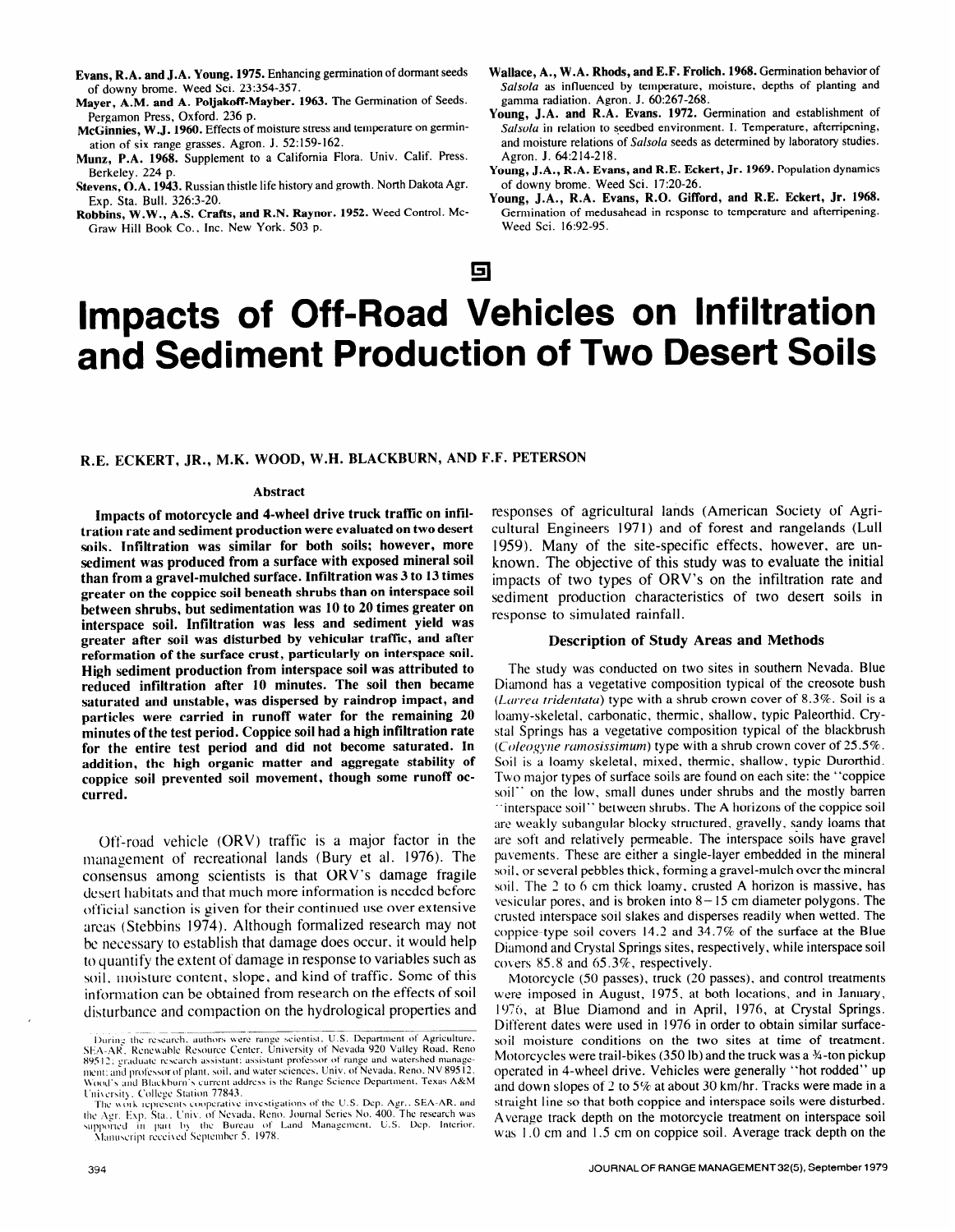Evans, R.A. and J.A. Young. 1975. Enhancing germination of dormant seeds of downy brome. Weed Sci. 23:354-357.

Mayer, A.M. and A. Poljakoff-Mayber. 1963. The Germination of Seeds. Pergamon Press, Oxford. 236 p.

McGinnies, W.J. 1960. Effects of moisture stress and temperature on germination of six range grasses. Agron. J. 52:159-162.

Munz, P.A. 1968. Supplement to a California Flora. Univ. Calif. Press. Berkeley. 224 p.

Stevens, O.A. 1943. Russian thistle life history and growth. North Dakota Agr. Exp. Sta. Bull. 326:3-20.

Robbins, W.W., A.S. Crafts, and R.N. Raynor. 1952. Weed Control. McGraw Hill Book Co., Inc. New York. 503 p.

Wallace, A., W.A. Rhods, and E.F. Frolich. 1968. Germination behavior of *Salsola* as influenced by temperature, moisture, depths of planting and gamma radiation. Agron. J. 60:267-268.

Young, J.A. and R.A. Evans. 1972. Germination and establishment of *Salsola* in relation to seedbed environment. I. Temperature, afterripening, and moisture relations of *Salsola* seeds as determined by laboratory studies. Agron. J. 64:214-218.

Young, J.A., R.A. Evans, and R.E. Eckert, Jr. 1969. Population dynamics of downy brome. Weed Sci. 17:20-26.

Young, J.A., R.A. Evans, R.O. Gifford, and R.E. Eckert, Jr. 1968. Germination of medusahead in response to temperature and afterripening. Weed Sci. 16:92-95.

# Impacts of Off-Road Vehicles on Infiltration and Sediment Production of Two Desert Soils

R.E. ECKERT, JR., M.K. WOOD, W.H. BLACKBURN, AND F.F. PETERSON

## Abstract

**Impacts of motorcycle and 4-wheel drive truck traffic on infiltration rate and sediment production were evaluated on two desert soils. Infiltration was similar for both soils; however, more sediment was produced from a surface with exposed mineral soil than from a gravel-mulched surface. Infiltration was 3 to 13 times greater on the coppice soil beneath shrubs than on interspace soil between shrubs, but sedimentation was 10 to 20 times greater on interspace soil. Infiltration was less and sediment yield was greater after soil was disturbed by vehicular traffic, and after reformation of the surface crust, particularly on interspace soil. High sediment production from interspace soil was attributed to reduced infiltration after 10 minutes. The soil then became saturated and unstable, was dispersed by raindrop impact, and particles were carried in runoff water for the remaining 20 minutes of the test period. Coppice soil had a high infiltration rate for the entire test period and did not become saturated. In addition, the high organic matter and aggregate stability of coppice soil prevented soil movement, though some runoff occurred.**

Off-road vehicle (ORV) traffic is a major factor in the management of recreational lands (Bury et al. 1976). The consensus among scientists is that ORV's damage fragile desert habitats and that much more information is needed before official sanction is given for their continued use over extensive areas (Stebbins 1974). Although formalized research may not be necessary to establish that damage does occur, it would help to quantify the extent of damage in response to variables such as soil, moisture content, slope, and kind of traffic. Some of this information can be obtained from research on the effects of soil disturbance and compaction on the hydrological properties and responses of agricultural lands (American Society of Agricultural Engineers 1971) and of forest and rangelands (Lull 1959). Many of the site-specific effects, however, are unknown. The objective of this study was to evaluate the initial impacts of two types of ORV's on the infiltration rate and sediment production characteristics of two desert soils in response to simulated rainfall.

During the research, authors were range scientist, U.S. Department of Agriculture, SEA-AR, Renewable Resource Center, University of Nevada 920 Valley Road, Reno 89512; graduate research assistant; assistant professor of range and watershed management; and professor of plant, soil, and water sciences, Univ. of Nevada, Reno, NV 89512. Wood's and Blackburn's current address is the Range Science Department, Texas A&M University, College Station 77843.

The work represents cooperative investigations of the U.S. Dep. Agr., SEA-AR, and the Agr. Exp. Sta., Univ. of Nevada, Reno. Journal Series No. 400. The research was supported in part by the Bureau of Land Management, U.S. Dep. Interior.

Manuscript received September 5, 1978.

### Description of Study Areas and Methods

The study was conducted on two sites in southern Nevada. Blue Diamond has a vegetative composition typical of the creosote bush (*Larrea tridentata*) type with a shrub crown cover of 8.3%. Soil is a loamy-skeletal, carbonatic, thermic, shallow, typic Paleorthid. Crystal Springs has a vegetative composition typical of the blackbrush (*Coleogyne ramosissimum*) type with a shrub crown cover of 25.5%. Soil is a loamy skeletal, mixed, thermic, shallow, typic Durorthid. Two major types of surface soils are found on each site: the "coppice soil" on the low, small dunes under shrubs and the mostly barren "interspace soil" between shrubs. The A horizons of the coppice soil are weakly subangular blocky structured, gravelly, sandy loams that are soft and relatively permeable. The interspace soils have gravel pavements. These are either a single-layer embedded in the mineral soil, or several pebbles thick, forming a gravel-mulch over the mineral soil. The 2 to 6 cm thick loamy, crusted A horizon is massive, has vesicular pores, and is broken into 8–15 cm diameter polygons. The crusted interspace soil slakes and disperses readily when wetted. The coppice-type soil covers 14.2 and 34.7% of the surface at the Blue Diamond and Crystal Springs sites, respectively, while interspace soil covers 85.8 and 65.3%, respectively.

Motorcycle (50 passes), truck (20 passes), and control treatments were imposed in August, 1975, at both locations, and in January, 1976, at Blue Diamond and in April, 1976, at Crystal Springs. Different dates were used in 1976 in order to obtain similar surface-soil moisture conditions on the two sites at time of treatment. Motorcycles were trail-bikes (350 lb) and the truck was a ¾-ton pickup operated in 4-wheel drive. Vehicles were generally "hot rodded" up and down slopes of 2 to 5% at about 30 km/hr. Tracks were made in a straight line so that both coppice and interspace soils were disturbed. Average track depth on the motorcycle treatment on interspace soil was 1.0 cm and 1.5 cm on coppice soil. Average track depth on the